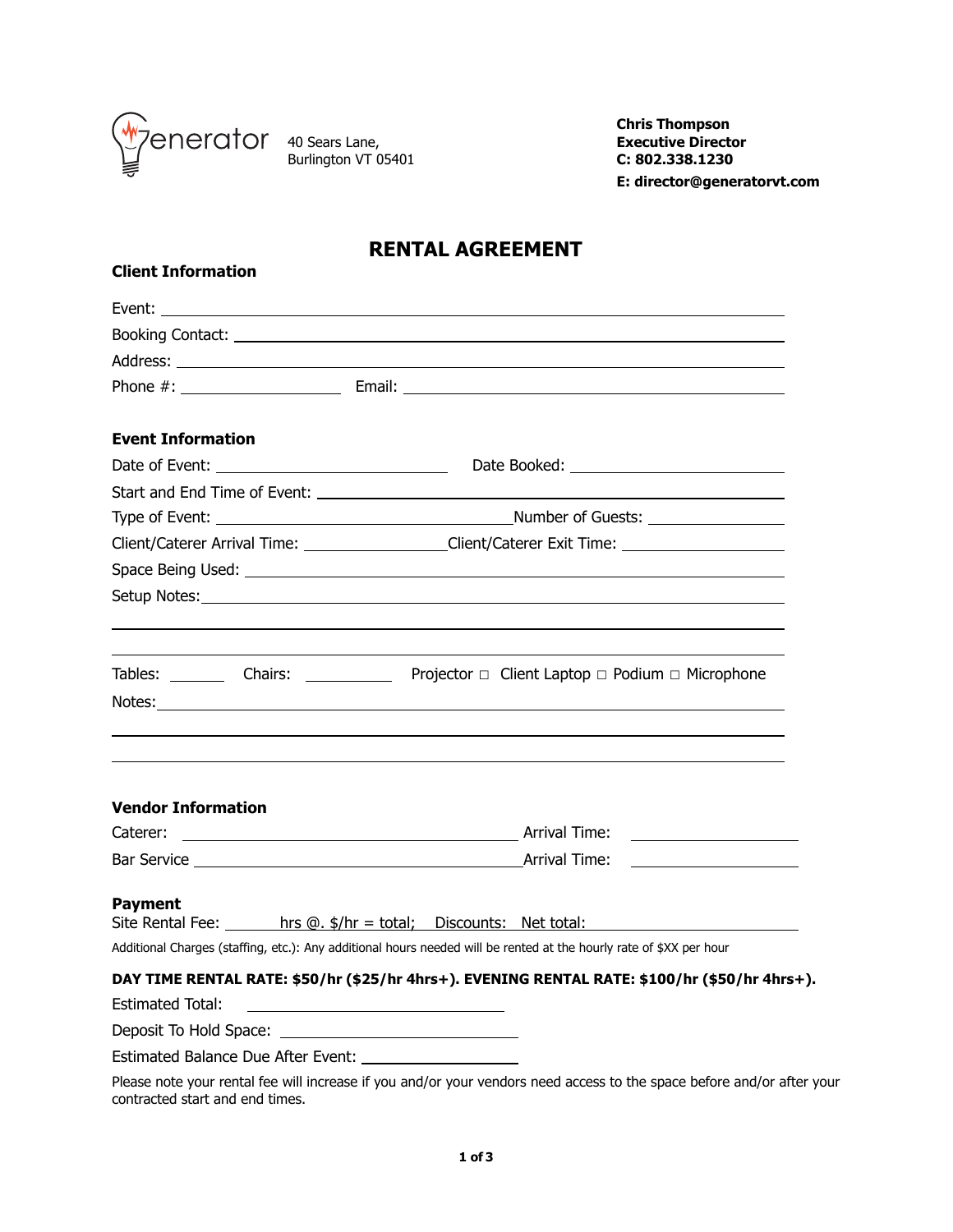Generator

40 Sears Lane,
Burlington VT 05401

**Chris Thompson**
**Executive Director**
**C: 802.338.1230**
**E: director@generatorvt.com**

# RENTAL AGREEMENT

**Client Information**

Event: ______________________________________________

Booking Contact: ______________________________________________

Address: ______________________________________________

Phone #: ____________________ Email: ______________________________

**Event Information**

Date of Event: ____________________ Date Booked: ____________________

Start and End Time of Event: ______________________________________________

Type of Event: ____________________ Number of Guests: ____________________

Client/Caterer Arrival Time: ____________________ Client/Caterer Exit Time: ____________________

Space Being Used: ______________________________________________

Setup Notes: ______________________________________________

______________________________________________

______________________________________________

Tables: ________ Chairs: __________ Projector □ Client Laptop □ Podium □ Microphone

Notes: ______________________________________________

______________________________________________

______________________________________________

**Vendor Information**

Caterer: ______________________________ Arrival Time: ____________________

Bar Service ______________________________ Arrival Time: ____________________

**Payment**

Site Rental Fee: ______ hrs @. $/hr = total; Discounts: Net total: ____________________

Additional Charges (staffing, etc.): Any additional hours needed will be rented at the hourly rate of $XX per hour

**DAY TIME RENTAL RATE: $50/hr ($25/hr 4hrs+). EVENING RENTAL RATE: $100/hr ($50/hr 4hrs+).**

Estimated Total: ____________________

Deposit To Hold Space: ____________________

Estimated Balance Due After Event: ____________________

Please note your rental fee will increase if you and/or your vendors need access to the space before and/or after your contracted start and end times.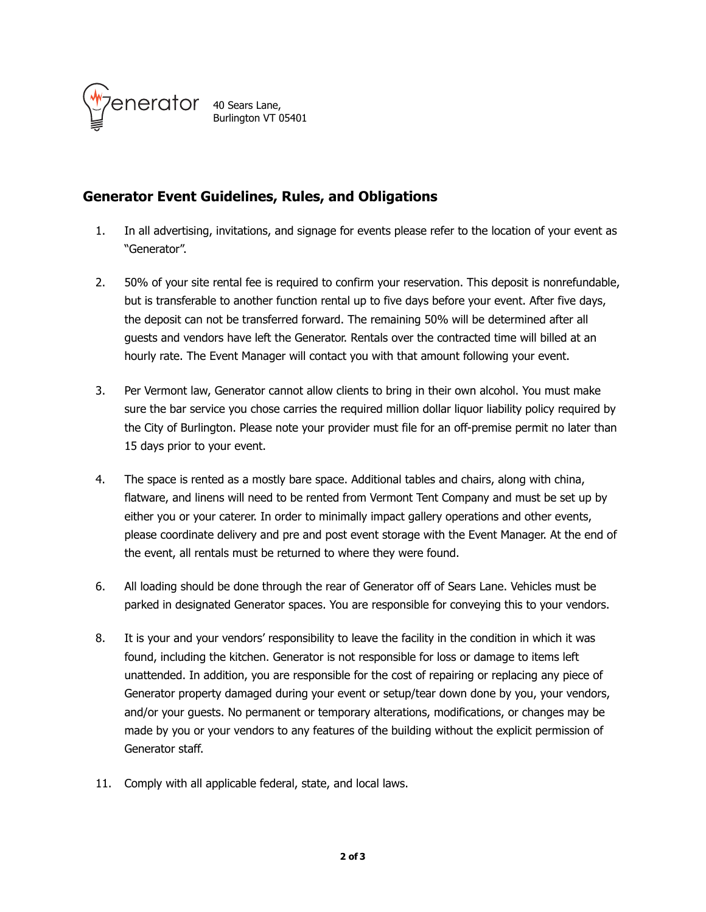Generator

40 Sears Lane,
Burlington VT 05401

## Generator Event Guidelines, Rules, and Obligations

1. In all advertising, invitations, and signage for events please refer to the location of your event as "Generator".

2. 50% of your site rental fee is required to confirm your reservation. This deposit is nonrefundable, but is transferable to another function rental up to five days before your event. After five days, the deposit can not be transferred forward. The remaining 50% will be determined after all guests and vendors have left the Generator. Rentals over the contracted time will billed at an hourly rate. The Event Manager will contact you with that amount following your event.

3. Per Vermont law, Generator cannot allow clients to bring in their own alcohol. You must make sure the bar service you chose carries the required million dollar liquor liability policy required by the City of Burlington. Please note your provider must file for an off-premise permit no later than 15 days prior to your event.

4. The space is rented as a mostly bare space. Additional tables and chairs, along with china, flatware, and linens will need to be rented from Vermont Tent Company and must be set up by either you or your caterer. In order to minimally impact gallery operations and other events, please coordinate delivery and pre and post event storage with the Event Manager. At the end of the event, all rentals must be returned to where they were found.

6. All loading should be done through the rear of Generator off of Sears Lane. Vehicles must be parked in designated Generator spaces. You are responsible for conveying this to your vendors.

8. It is your and your vendors' responsibility to leave the facility in the condition in which it was found, including the kitchen. Generator is not responsible for loss or damage to items left unattended. In addition, you are responsible for the cost of repairing or replacing any piece of Generator property damaged during your event or setup/tear down done by you, your vendors, and/or your guests. No permanent or temporary alterations, modifications, or changes may be made by you or your vendors to any features of the building without the explicit permission of Generator staff.

11. Comply with all applicable federal, state, and local laws.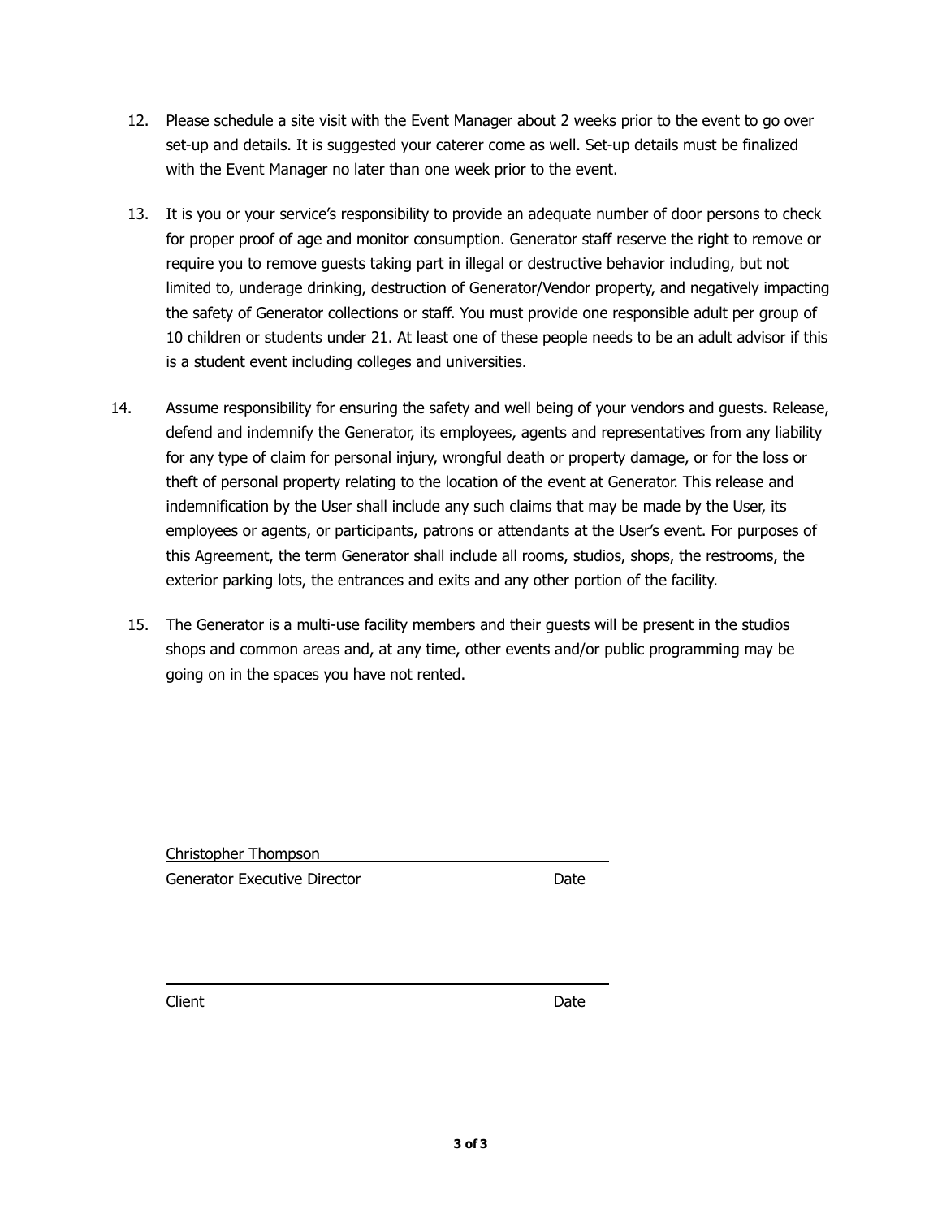12. Please schedule a site visit with the Event Manager about 2 weeks prior to the event to go over set-up and details. It is suggested your caterer come as well. Set-up details must be finalized with the Event Manager no later than one week prior to the event.

13. It is you or your service's responsibility to provide an adequate number of door persons to check for proper proof of age and monitor consumption. Generator staff reserve the right to remove or require you to remove guests taking part in illegal or destructive behavior including, but not limited to, underage drinking, destruction of Generator/Vendor property, and negatively impacting the safety of Generator collections or staff. You must provide one responsible adult per group of 10 children or students under 21. At least one of these people needs to be an adult advisor if this is a student event including colleges and universities.

14. Assume responsibility for ensuring the safety and well being of your vendors and guests. Release, defend and indemnify the Generator, its employees, agents and representatives from any liability for any type of claim for personal injury, wrongful death or property damage, or for the loss or theft of personal property relating to the location of the event at Generator. This release and indemnification by the User shall include any such claims that may be made by the User, its employees or agents, or participants, patrons or attendants at the User's event. For purposes of this Agreement, the term Generator shall include all rooms, studios, shops, the restrooms, the exterior parking lots, the entrances and exits and any other portion of the facility.

15. The Generator is a multi-use facility members and their guests will be present in the studios shops and common areas and, at any time, other events and/or public programming may be going on in the spaces you have not rented.

Christopher Thompson
______________________________________
Generator Executive Director Date

______________________________________
Client Date